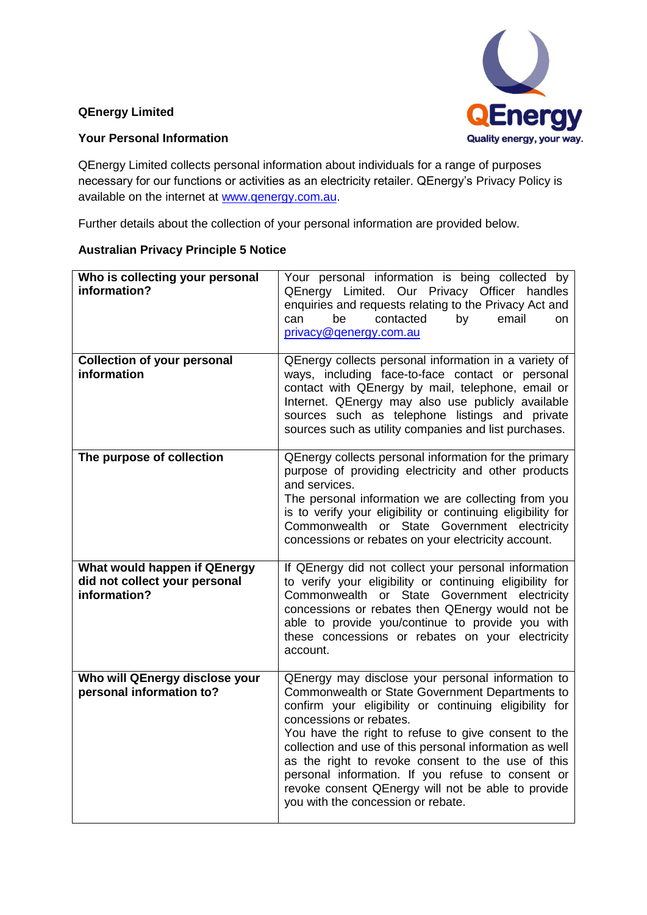**QEnergy Limited**

**Your Personal Information**

QEnergy Limited collects personal information about individuals for a range of purposes necessary for our functions or activities as an electricity retailer. QEnergy's Privacy Policy is available on the internet at www.qenergy.com.au.

Further details about the collection of your personal information are provided below.

**Australian Privacy Principle 5 Notice**

| | |
|---|---|
| **Who is collecting your personal information?** | Your personal information is being collected by QEnergy Limited. Our Privacy Officer handles enquiries and requests relating to the Privacy Act and can be contacted by email on privacy@qenergy.com.au |
| **Collection of your personal information** | QEnergy collects personal information in a variety of ways, including face-to-face contact or personal contact with QEnergy by mail, telephone, email or Internet. QEnergy may also use publicly available sources such as telephone listings and private sources such as utility companies and list purchases. |
| **The purpose of collection** | QEnergy collects personal information for the primary purpose of providing electricity and other products and services.<br>The personal information we are collecting from you is to verify your eligibility or continuing eligibility for Commonwealth or State Government electricity concessions or rebates on your electricity account. |
| **What would happen if QEnergy did not collect your personal information?** | If QEnergy did not collect your personal information to verify your eligibility or continuing eligibility for Commonwealth or State Government electricity concessions or rebates then QEnergy would not be able to provide you/continue to provide you with these concessions or rebates on your electricity account. |
| **Who will QEnergy disclose your personal information to?** | QEnergy may disclose your personal information to Commonwealth or State Government Departments to confirm your eligibility or continuing eligibility for concessions or rebates.<br>You have the right to refuse to give consent to the collection and use of this personal information as well as the right to revoke consent to the use of this personal information. If you refuse to consent or revoke consent QEnergy will not be able to provide you with the concession or rebate. |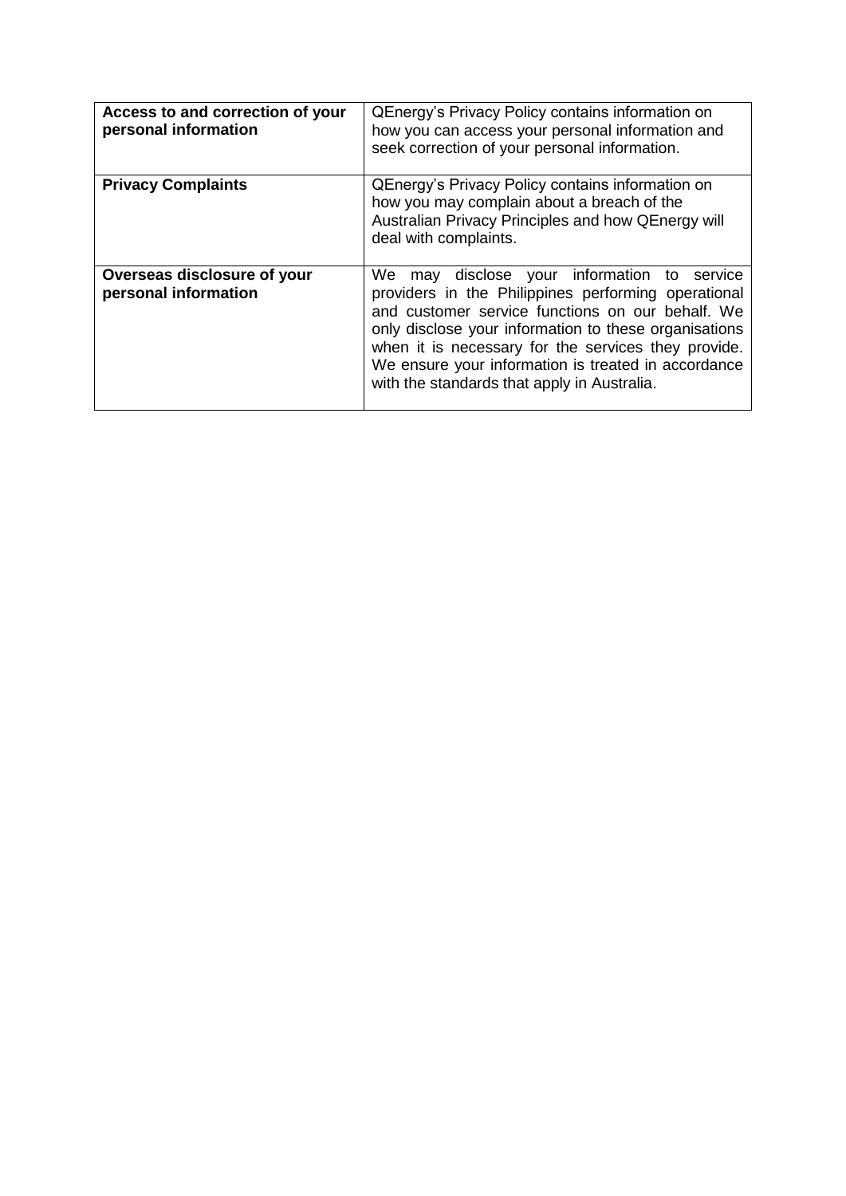| | |
|---|---|
| **Access to and correction of your personal information** | QEnergy's Privacy Policy contains information on how you can access your personal information and seek correction of your personal information. |
| **Privacy Complaints** | QEnergy's Privacy Policy contains information on how you may complain about a breach of the Australian Privacy Principles and how QEnergy will deal with complaints. |
| **Overseas disclosure of your personal information** | We may disclose your information to service providers in the Philippines performing operational and customer service functions on our behalf. We only disclose your information to these organisations when it is necessary for the services they provide. We ensure your information is treated in accordance with the standards that apply in Australia. |